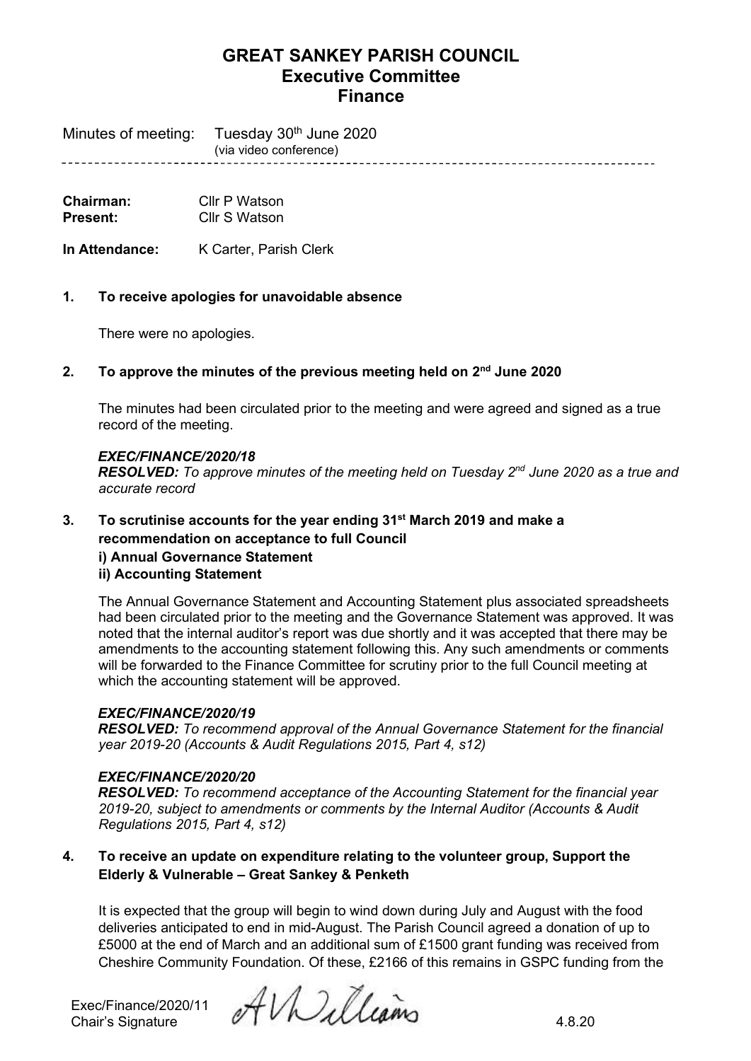# GREAT SANKEY PARISH COUNCIL
## Executive Committee
## Finance

Minutes of meeting: Tuesday 30th June 2020
(via video conference)

---

**Chairman:** Cllr P Watson
**Present:** Cllr S Watson

**In Attendance:** K Carter, Parish Clerk

### 1. To receive apologies for unavoidable absence

There were no apologies.

### 2. To approve the minutes of the previous meeting held on 2nd June 2020

The minutes had been circulated prior to the meeting and were agreed and signed as a true record of the meeting.

***EXEC/FINANCE/2020/18***
***RESOLVED:*** *To approve minutes of the meeting held on Tuesday 2nd June 2020 as a true and accurate record*

### 3. To scrutinise accounts for the year ending 31st March 2019 and make a recommendation on acceptance to full Council
**i) Annual Governance Statement**
**ii) Accounting Statement**

The Annual Governance Statement and Accounting Statement plus associated spreadsheets had been circulated prior to the meeting and the Governance Statement was approved. It was noted that the internal auditor's report was due shortly and it was accepted that there may be amendments to the accounting statement following this. Any such amendments or comments will be forwarded to the Finance Committee for scrutiny prior to the full Council meeting at which the accounting statement will be approved.

***EXEC/FINANCE/2020/19***
***RESOLVED:*** *To recommend approval of the Annual Governance Statement for the financial year 2019-20 (Accounts & Audit Regulations 2015, Part 4, s12)*

***EXEC/FINANCE/2020/20***
***RESOLVED:*** *To recommend acceptance of the Accounting Statement for the financial year 2019-20, subject to amendments or comments by the Internal Auditor (Accounts & Audit Regulations 2015, Part 4, s12)*

### 4. To receive an update on expenditure relating to the volunteer group, Support the Elderly & Vulnerable – Great Sankey & Penketh

It is expected that the group will begin to wind down during July and August with the food deliveries anticipated to end in mid-August. The Parish Council agreed a donation of up to £5000 at the end of March and an additional sum of £1500 grant funding was received from Cheshire Community Foundation. Of these, £2166 of this remains in GSPC funding from the

Exec/Finance/2020/11
Chair's Signature AVWilliams 4.8.20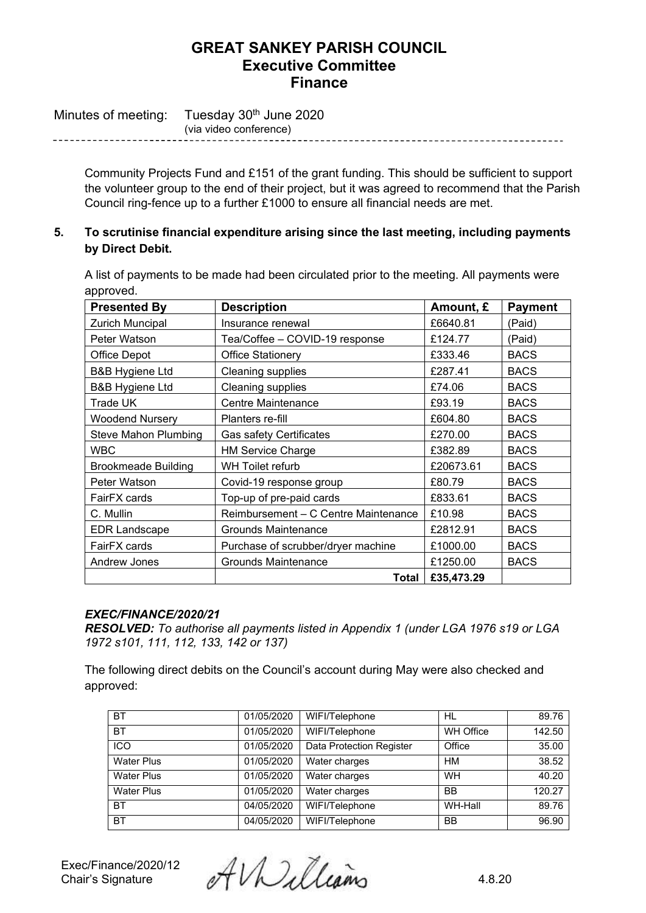# GREAT SANKEY PARISH COUNCIL
## Executive Committee
## Finance

Minutes of meeting: Tuesday 30th June 2020
(via video conference)

Community Projects Fund and £151 of the grant funding. This should be sufficient to support the volunteer group to the end of their project, but it was agreed to recommend that the Parish Council ring-fence up to a further £1000 to ensure all financial needs are met.

**5. To scrutinise financial expenditure arising since the last meeting, including payments by Direct Debit.**

A list of payments to be made had been circulated prior to the meeting. All payments were approved.

| Presented By | Description | Amount, £ | Payment |
|---|---|---|---|
| Zurich Muncipal | Insurance renewal | £6640.81 | (Paid) |
| Peter Watson | Tea/Coffee – COVID-19 response | £124.77 | (Paid) |
| Office Depot | Office Stationery | £333.46 | BACS |
| B&B Hygiene Ltd | Cleaning supplies | £287.41 | BACS |
| B&B Hygiene Ltd | Cleaning supplies | £74.06 | BACS |
| Trade UK | Centre Maintenance | £93.19 | BACS |
| Woodend Nursery | Planters re-fill | £604.80 | BACS |
| Steve Mahon Plumbing | Gas safety Certificates | £270.00 | BACS |
| WBC | HM Service Charge | £382.89 | BACS |
| Brookmeade Building | WH Toilet refurb | £20673.61 | BACS |
| Peter Watson | Covid-19 response group | £80.79 | BACS |
| FairFX cards | Top-up of pre-paid cards | £833.61 | BACS |
| C. Mullin | Reimbursement – C Centre Maintenance | £10.98 | BACS |
| EDR Landscape | Grounds Maintenance | £2812.91 | BACS |
| FairFX cards | Purchase of scrubber/dryer machine | £1000.00 | BACS |
| Andrew Jones | Grounds Maintenance | £1250.00 | BACS |
| | **Total** | **£35,473.29** | |

***EXEC/FINANCE/2020/21***
***RESOLVED:*** *To authorise all payments listed in Appendix 1 (under LGA 1976 s19 or LGA 1972 s101, 111, 112, 133, 142 or 137)*

The following direct debits on the Council's account during May were also checked and approved:

| | | | | |
|---|---|---|---|---|
| BT | 01/05/2020 | WIFI/Telephone | HL | 89.76 |
| BT | 01/05/2020 | WIFI/Telephone | WH Office | 142.50 |
| ICO | 01/05/2020 | Data Protection Register | Office | 35.00 |
| Water Plus | 01/05/2020 | Water charges | HM | 38.52 |
| Water Plus | 01/05/2020 | Water charges | WH | 40.20 |
| Water Plus | 01/05/2020 | Water charges | BB | 120.27 |
| BT | 04/05/2020 | WIFI/Telephone | WH-Hall | 89.76 |
| BT | 04/05/2020 | WIFI/Telephone | BB | 96.90 |

Exec/Finance/2020/12
Chair's Signature A W Williams 4.8.20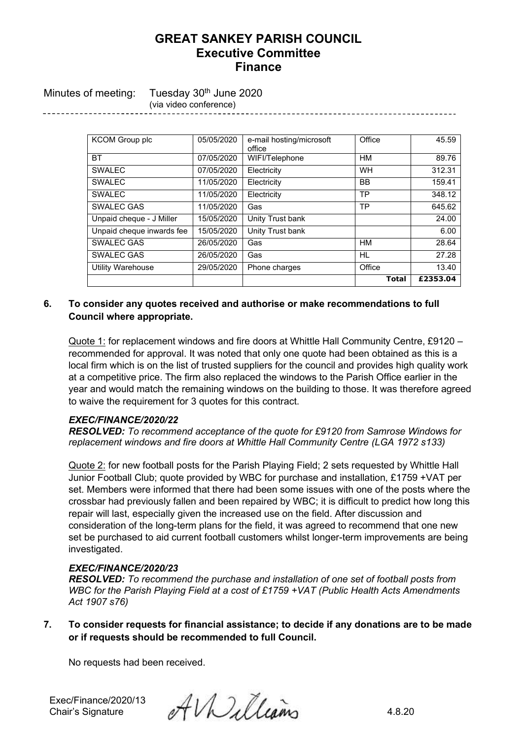# GREAT SANKEY PARISH COUNCIL
## Executive Committee
## Finance

Minutes of meeting: Tuesday 30th June 2020
(via video conference)

| KCOM Group plc | 05/05/2020 | e-mail hosting/microsoft office | Office | 45.59 |
|---|---|---|---|---|
| BT | 07/05/2020 | WIFI/Telephone | HM | 89.76 |
| SWALEC | 07/05/2020 | Electricity | WH | 312.31 |
| SWALEC | 11/05/2020 | Electricity | BB | 159.41 |
| SWALEC | 11/05/2020 | Electricity | TP | 348.12 |
| SWALEC GAS | 11/05/2020 | Gas | TP | 645.62 |
| Unpaid cheque - J Miller | 15/05/2020 | Unity Trust bank | | 24.00 |
| Unpaid cheque inwards fee | 15/05/2020 | Unity Trust bank | | 6.00 |
| SWALEC GAS | 26/05/2020 | Gas | HM | 28.64 |
| SWALEC GAS | 26/05/2020 | Gas | HL | 27.28 |
| Utility Warehouse | 29/05/2020 | Phone charges | Office | 13.40 |
| | | | **Total** | **£2353.04** |

**6. To consider any quotes received and authorise or make recommendations to full Council where appropriate.**

Quote 1: for replacement windows and fire doors at Whittle Hall Community Centre, £9120 – recommended for approval. It was noted that only one quote had been obtained as this is a local firm which is on the list of trusted suppliers for the council and provides high quality work at a competitive price. The firm also replaced the windows to the Parish Office earlier in the year and would match the remaining windows on the building to those. It was therefore agreed to waive the requirement for 3 quotes for this contract.

***EXEC/FINANCE/2020/22***
***RESOLVED:*** *To recommend acceptance of the quote for £9120 from Samrose Windows for replacement windows and fire doors at Whittle Hall Community Centre (LGA 1972 s133)*

Quote 2: for new football posts for the Parish Playing Field; 2 sets requested by Whittle Hall Junior Football Club; quote provided by WBC for purchase and installation, £1759 +VAT per set. Members were informed that there had been some issues with one of the posts where the crossbar had previously fallen and been repaired by WBC; it is difficult to predict how long this repair will last, especially given the increased use on the field. After discussion and consideration of the long-term plans for the field, it was agreed to recommend that one new set be purchased to aid current football customers whilst longer-term improvements are being investigated.

***EXEC/FINANCE/2020/23***
***RESOLVED:*** *To recommend the purchase and installation of one set of football posts from WBC for the Parish Playing Field at a cost of £1759 +VAT (Public Health Acts Amendments Act 1907 s76)*

**7. To consider requests for financial assistance; to decide if any donations are to be made or if requests should be recommended to full Council.**

No requests had been received.

Exec/Finance/2020/13
Chair's Signature AVWilliams 4.8.20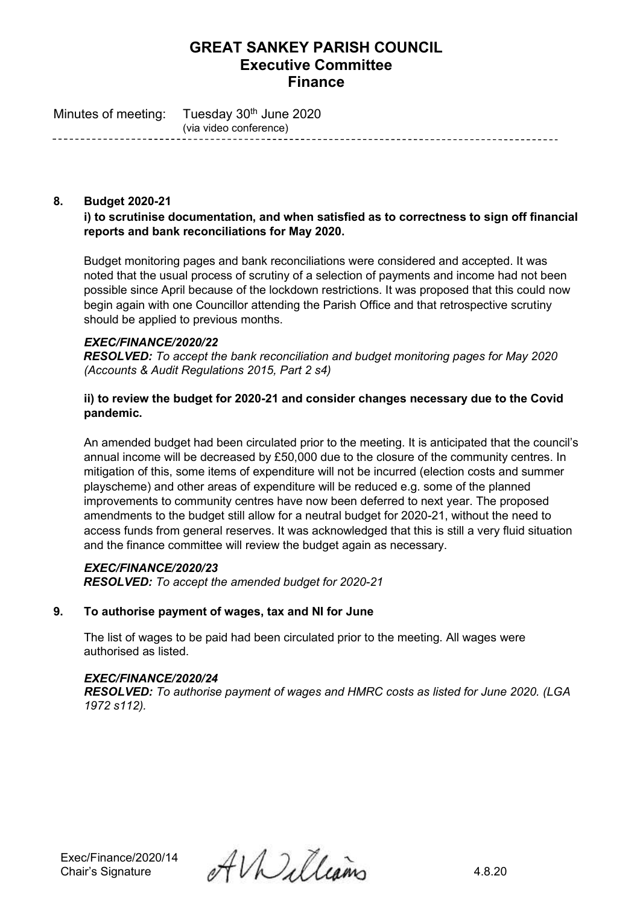# GREAT SANKEY PARISH COUNCIL
## Executive Committee
## Finance

Minutes of meeting: Tuesday 30th June 2020
(via video conference)

---

**8. Budget 2020-21**

**i) to scrutinise documentation, and when satisfied as to correctness to sign off financial reports and bank reconciliations for May 2020.**

Budget monitoring pages and bank reconciliations were considered and accepted. It was noted that the usual process of scrutiny of a selection of payments and income had not been possible since April because of the lockdown restrictions. It was proposed that this could now begin again with one Councillor attending the Parish Office and that retrospective scrutiny should be applied to previous months.

***EXEC/FINANCE/2020/22***
***RESOLVED:*** *To accept the bank reconciliation and budget monitoring pages for May 2020 (Accounts & Audit Regulations 2015, Part 2 s4)*

**ii) to review the budget for 2020-21 and consider changes necessary due to the Covid pandemic.**

An amended budget had been circulated prior to the meeting. It is anticipated that the council's annual income will be decreased by £50,000 due to the closure of the community centres. In mitigation of this, some items of expenditure will not be incurred (election costs and summer playscheme) and other areas of expenditure will be reduced e.g. some of the planned improvements to community centres have now been deferred to next year. The proposed amendments to the budget still allow for a neutral budget for 2020-21, without the need to access funds from general reserves. It was acknowledged that this is still a very fluid situation and the finance committee will review the budget again as necessary.

***EXEC/FINANCE/2020/23***
***RESOLVED:*** *To accept the amended budget for 2020-21*

**9. To authorise payment of wages, tax and NI for June**

The list of wages to be paid had been circulated prior to the meeting. All wages were authorised as listed.

***EXEC/FINANCE/2020/24***
***RESOLVED:*** *To authorise payment of wages and HMRC costs as listed for June 2020. (LGA 1972 s112).*

Exec/Finance/2020/14
Chair's Signature A V Williams 4.8.20